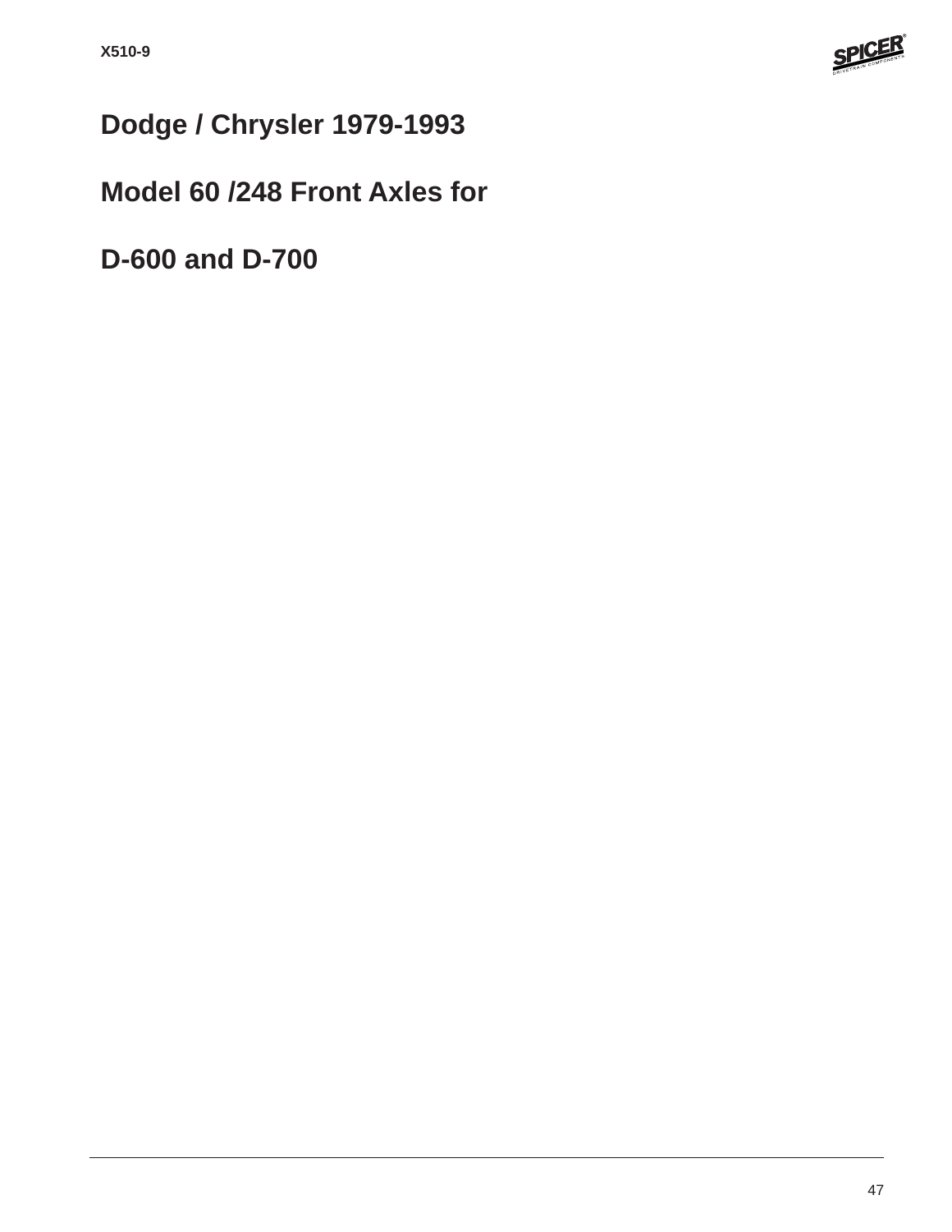# Dodge / Chrysler 1979-1993

# Model 60 /248 Front Axles for

# D-600 and D-700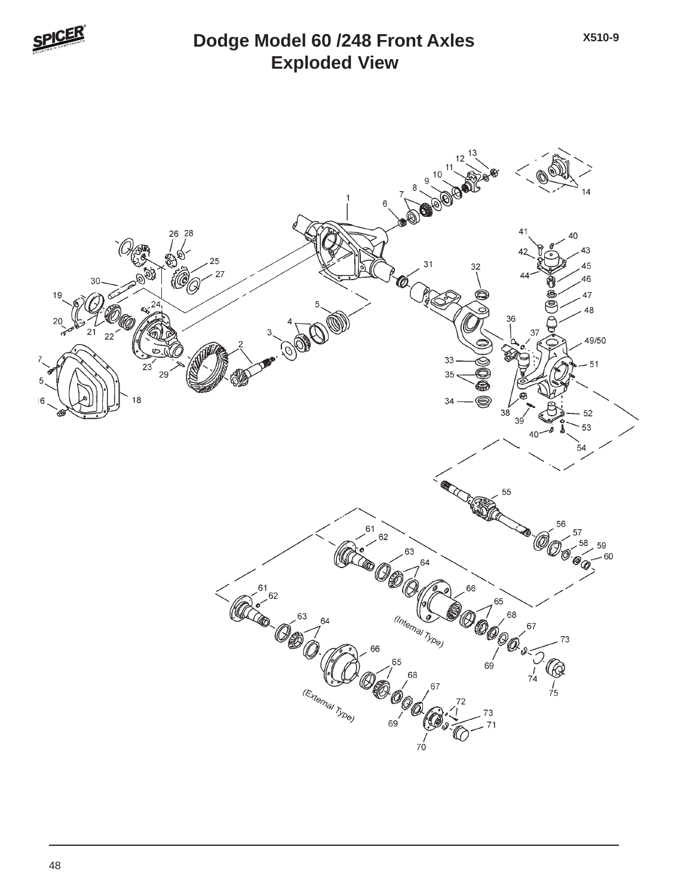# Dodge Model 60 /248 Front Axles
## Exploded View

X510-9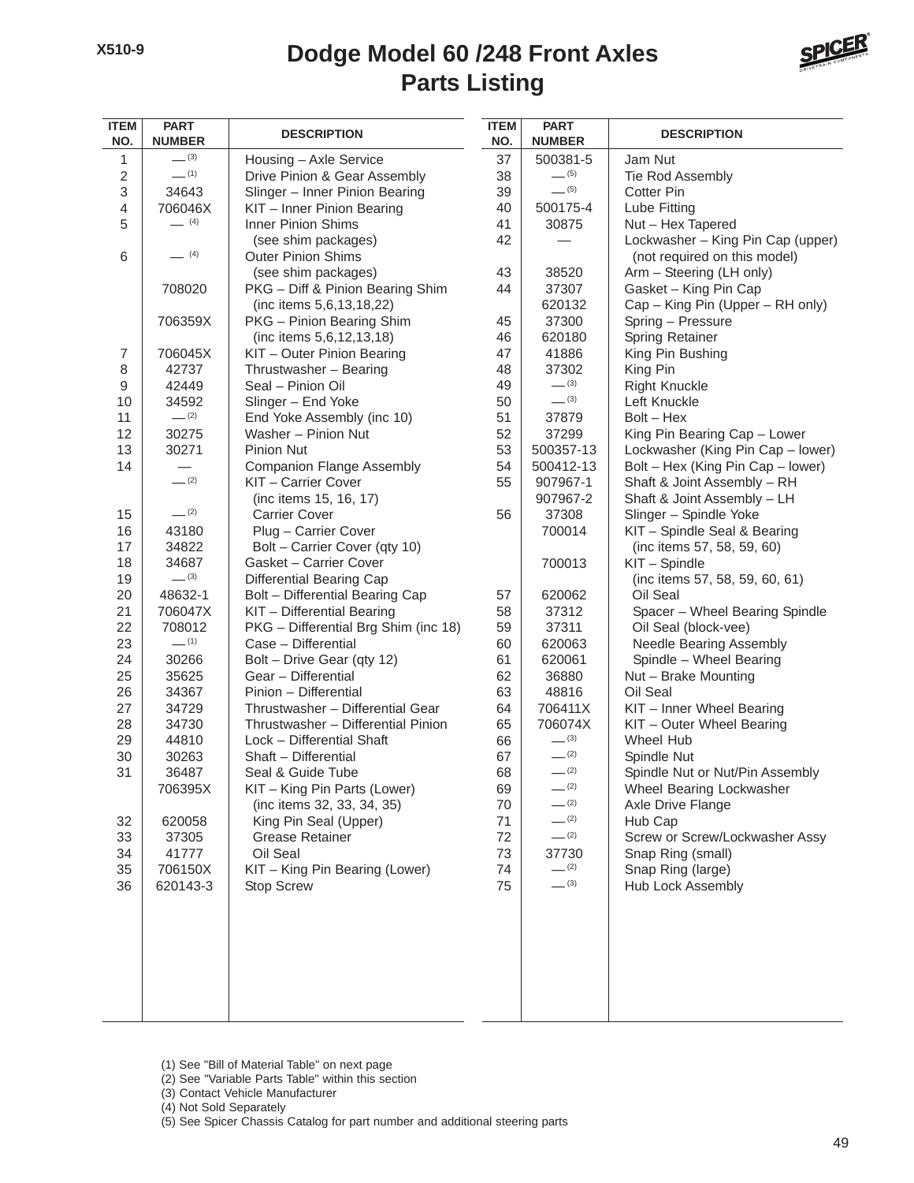X510-9

# Dodge Model 60 /248 Front Axles
## Parts Listing

| ITEM NO. | PART NUMBER | DESCRIPTION |
|---|---|---|
| 1 | — (3) | Housing – Axle Service |
| 2 | — (1) | Drive Pinion & Gear Assembly |
| 3 | 34643 | Slinger – Inner Pinion Bearing |
| 4 | 706046X | KIT – Inner Pinion Bearing |
| 5 | — (4) | Inner Pinion Shims (see shim packages) |
| 6 | — (4) | Outer Pinion Shims (see shim packages) |
| | 708020 | PKG – Diff & Pinion Bearing Shim (inc items 5,6,13,18,22) |
| | 706359X | PKG – Pinion Bearing Shim (inc items 5,6,12,13,18) |
| 7 | 706045X | KIT – Outer Pinion Bearing |
| 8 | 42737 | Thrustwasher – Bearing |
| 9 | 42449 | Seal – Pinion Oil |
| 10 | 34592 | Slinger – End Yoke |
| 11 | — (2) | End Yoke Assembly (inc 10) |
| 12 | 30275 | Washer – Pinion Nut |
| 13 | 30271 | Pinion Nut |
| 14 | — | Companion Flange Assembly |
| | — (2) | KIT – Carrier Cover (inc items 15, 16, 17) |
| 15 | — (2) | Carrier Cover |
| 16 | 43180 | Plug – Carrier Cover |
| 17 | 34822 | Bolt – Carrier Cover (qty 10) |
| 18 | 34687 | Gasket – Carrier Cover |
| 19 | — (3) | Differential Bearing Cap |
| 20 | 48632-1 | Bolt – Differential Bearing Cap |
| 21 | 706047X | KIT – Differential Bearing |
| 22 | 708012 | PKG – Differential Brg Shim (inc 18) |
| 23 | — (1) | Case – Differential |
| 24 | 30266 | Bolt – Drive Gear (qty 12) |
| 25 | 35625 | Gear – Differential |
| 26 | 34367 | Pinion – Differential |
| 27 | 34729 | Thrustwasher – Differential Gear |
| 28 | 34730 | Thrustwasher – Differential Pinion |
| 29 | 44810 | Lock – Differential Shaft |
| 30 | 30263 | Shaft – Differential |
| 31 | 36487 | Seal & Guide Tube |
| | 706395X | KIT – King Pin Parts (Lower) (inc items 32, 33, 34, 35) |
| 32 | 620058 | King Pin Seal (Upper) |
| 33 | 37305 | Grease Retainer |
| 34 | 41777 | Oil Seal |
| 35 | 706150X | KIT – King Pin Bearing (Lower) |
| 36 | 620143-3 | Stop Screw |
| 37 | 500381-5 | Jam Nut |
| 38 | — (5) | Tie Rod Assembly |
| 39 | — (5) | Cotter Pin |
| 40 | 500175-4 | Lube Fitting |
| 41 | 30875 | Nut – Hex Tapered |
| 42 | — | Lockwasher – King Pin Cap (upper) (not required on this model) |
| 43 | 38520 | Arm – Steering (LH only) |
| 44 | 37307 | Gasket – King Pin Cap |
| | 620132 | Cap – King Pin (Upper – RH only) |
| 45 | 37300 | Spring – Pressure |
| 46 | 620180 | Spring Retainer |
| 47 | 41886 | King Pin Bushing |
| 48 | 37302 | King Pin |
| 49 | — (3) | Right Knuckle |
| 50 | — (3) | Left Knuckle |
| 51 | 37879 | Bolt – Hex |
| 52 | 37299 | King Pin Bearing Cap – Lower |
| 53 | 500357-13 | Lockwasher (King Pin Cap – lower) |
| 54 | 500412-13 | Bolt – Hex (King Pin Cap – lower) |
| 55 | 907967-1 | Shaft & Joint Assembly – RH |
| | 907967-2 | Shaft & Joint Assembly – LH |
| 56 | 37308 | Slinger – Spindle Yoke |
| | 700014 | KIT – Spindle Seal & Bearing (inc items 57, 58, 59, 60) |
| | 700013 | KIT – Spindle (inc items 57, 58, 59, 60, 61) |
| 57 | 620062 | Oil Seal |
| 58 | 37312 | Spacer – Wheel Bearing Spindle |
| 59 | 37311 | Oil Seal (block-vee) |
| 60 | 620063 | Needle Bearing Assembly |
| 61 | 620061 | Spindle – Wheel Bearing |
| 62 | 36880 | Nut – Brake Mounting |
| 63 | 48816 | Oil Seal |
| 64 | 706411X | KIT – Inner Wheel Bearing |
| 65 | 706074X | KIT – Outer Wheel Bearing |
| 66 | — (3) | Wheel Hub |
| 67 | — (2) | Spindle Nut |
| 68 | — (2) | Spindle Nut or Nut/Pin Assembly |
| 69 | — (2) | Wheel Bearing Lockwasher |
| 70 | — (2) | Axle Drive Flange |
| 71 | — (2) | Hub Cap |
| 72 | — (2) | Screw or Screw/Lockwasher Assy |
| 73 | 37730 | Snap Ring (small) |
| 74 | — (2) | Snap Ring (large) |
| 75 | — (3) | Hub Lock Assembly |

(1) See "Bill of Material Table" on next page
(2) See "Variable Parts Table" within this section
(3) Contact Vehicle Manufacturer
(4) Not Sold Separately
(5) See Spicer Chassis Catalog for part number and additional steering parts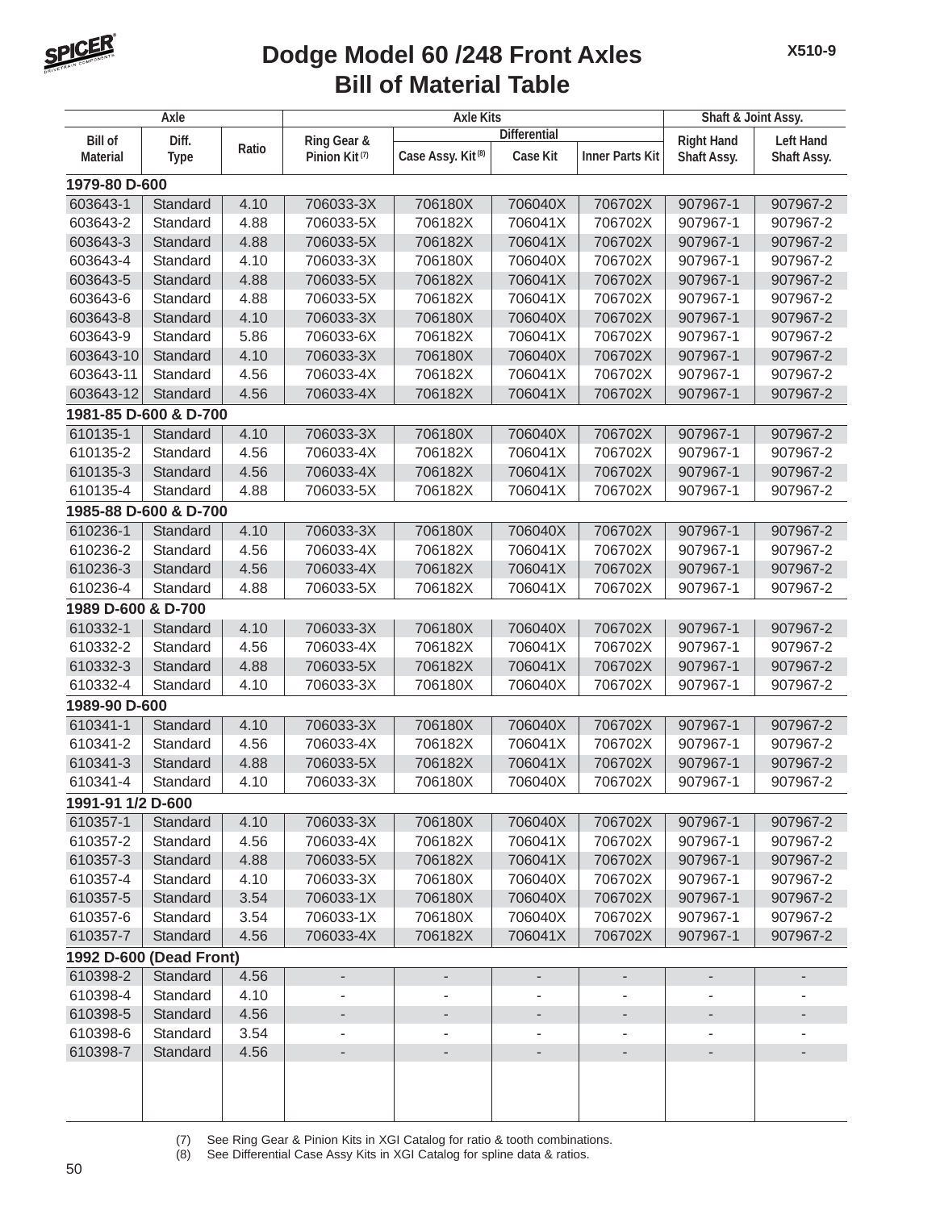# Dodge Model 60 /248 Front Axles
## Bill of Material Table

| Axle | | | Axle Kits | | | | Shaft & Joint Assy. | |
|---|---|---|---|---|---|---|---|---|
| | | | | Differential | | | | |
| Bill of Material | Diff. Type | Ratio | Ring Gear & Pinion Kit (7) | Case Assy. Kit (8) | Case Kit | Inner Parts Kit | Right Hand Shaft Assy. | Left Hand Shaft Assy. |
| **1979-80 D-600** | | | | | | | | |
| 603643-1 | Standard | 4.10 | 706033-3X | 706180X | 706040X | 706702X | 907967-1 | 907967-2 |
| 603643-2 | Standard | 4.88 | 706033-5X | 706182X | 706041X | 706702X | 907967-1 | 907967-2 |
| 603643-3 | Standard | 4.88 | 706033-5X | 706182X | 706041X | 706702X | 907967-1 | 907967-2 |
| 603643-4 | Standard | 4.10 | 706033-3X | 706180X | 706040X | 706702X | 907967-1 | 907967-2 |
| 603643-5 | Standard | 4.88 | 706033-5X | 706182X | 706041X | 706702X | 907967-1 | 907967-2 |
| 603643-6 | Standard | 4.88 | 706033-5X | 706182X | 706041X | 706702X | 907967-1 | 907967-2 |
| 603643-8 | Standard | 4.10 | 706033-3X | 706180X | 706040X | 706702X | 907967-1 | 907967-2 |
| 603643-9 | Standard | 5.86 | 706033-6X | 706182X | 706041X | 706702X | 907967-1 | 907967-2 |
| 603643-10 | Standard | 4.10 | 706033-3X | 706180X | 706040X | 706702X | 907967-1 | 907967-2 |
| 603643-11 | Standard | 4.56 | 706033-4X | 706182X | 706041X | 706702X | 907967-1 | 907967-2 |
| 603643-12 | Standard | 4.56 | 706033-4X | 706182X | 706041X | 706702X | 907967-1 | 907967-2 |
| **1981-85 D-600 & D-700** | | | | | | | | |
| 610135-1 | Standard | 4.10 | 706033-3X | 706180X | 706040X | 706702X | 907967-1 | 907967-2 |
| 610135-2 | Standard | 4.56 | 706033-4X | 706182X | 706041X | 706702X | 907967-1 | 907967-2 |
| 610135-3 | Standard | 4.56 | 706033-4X | 706182X | 706041X | 706702X | 907967-1 | 907967-2 |
| 610135-4 | Standard | 4.88 | 706033-5X | 706182X | 706041X | 706702X | 907967-1 | 907967-2 |
| **1985-88 D-600 & D-700** | | | | | | | | |
| 610236-1 | Standard | 4.10 | 706033-3X | 706180X | 706040X | 706702X | 907967-1 | 907967-2 |
| 610236-2 | Standard | 4.56 | 706033-4X | 706182X | 706041X | 706702X | 907967-1 | 907967-2 |
| 610236-3 | Standard | 4.56 | 706033-4X | 706182X | 706041X | 706702X | 907967-1 | 907967-2 |
| 610236-4 | Standard | 4.88 | 706033-5X | 706182X | 706041X | 706702X | 907967-1 | 907967-2 |
| **1989 D-600 & D-700** | | | | | | | | |
| 610332-1 | Standard | 4.10 | 706033-3X | 706180X | 706040X | 706702X | 907967-1 | 907967-2 |
| 610332-2 | Standard | 4.56 | 706033-4X | 706182X | 706041X | 706702X | 907967-1 | 907967-2 |
| 610332-3 | Standard | 4.88 | 706033-5X | 706182X | 706041X | 706702X | 907967-1 | 907967-2 |
| 610332-4 | Standard | 4.10 | 706033-3X | 706180X | 706040X | 706702X | 907967-1 | 907967-2 |
| **1989-90 D-600** | | | | | | | | |
| 610341-1 | Standard | 4.10 | 706033-3X | 706180X | 706040X | 706702X | 907967-1 | 907967-2 |
| 610341-2 | Standard | 4.56 | 706033-4X | 706182X | 706041X | 706702X | 907967-1 | 907967-2 |
| 610341-3 | Standard | 4.88 | 706033-5X | 706182X | 706041X | 706702X | 907967-1 | 907967-2 |
| 610341-4 | Standard | 4.10 | 706033-3X | 706180X | 706040X | 706702X | 907967-1 | 907967-2 |
| **1991-91 1/2 D-600** | | | | | | | | |
| 610357-1 | Standard | 4.10 | 706033-3X | 706180X | 706040X | 706702X | 907967-1 | 907967-2 |
| 610357-2 | Standard | 4.56 | 706033-4X | 706182X | 706041X | 706702X | 907967-1 | 907967-2 |
| 610357-3 | Standard | 4.88 | 706033-5X | 706182X | 706041X | 706702X | 907967-1 | 907967-2 |
| 610357-4 | Standard | 4.10 | 706033-3X | 706180X | 706040X | 706702X | 907967-1 | 907967-2 |
| 610357-5 | Standard | 3.54 | 706033-1X | 706180X | 706040X | 706702X | 907967-1 | 907967-2 |
| 610357-6 | Standard | 3.54 | 706033-1X | 706180X | 706040X | 706702X | 907967-1 | 907967-2 |
| 610357-7 | Standard | 4.56 | 706033-4X | 706182X | 706041X | 706702X | 907967-1 | 907967-2 |
| **1992 D-600 (Dead Front)** | | | | | | | | |
| 610398-2 | Standard | 4.56 | - | - | - | - | - | - |
| 610398-4 | Standard | 4.10 | - | - | - | - | - | - |
| 610398-5 | Standard | 4.56 | - | - | - | - | - | - |
| 610398-6 | Standard | 3.54 | - | - | - | - | - | - |
| 610398-7 | Standard | 4.56 | - | - | - | - | - | - |

(7) See Ring Gear & Pinion Kits in XGI Catalog for ratio & tooth combinations.
(8) See Differential Case Assy Kits in XGI Catalog for spline data & ratios.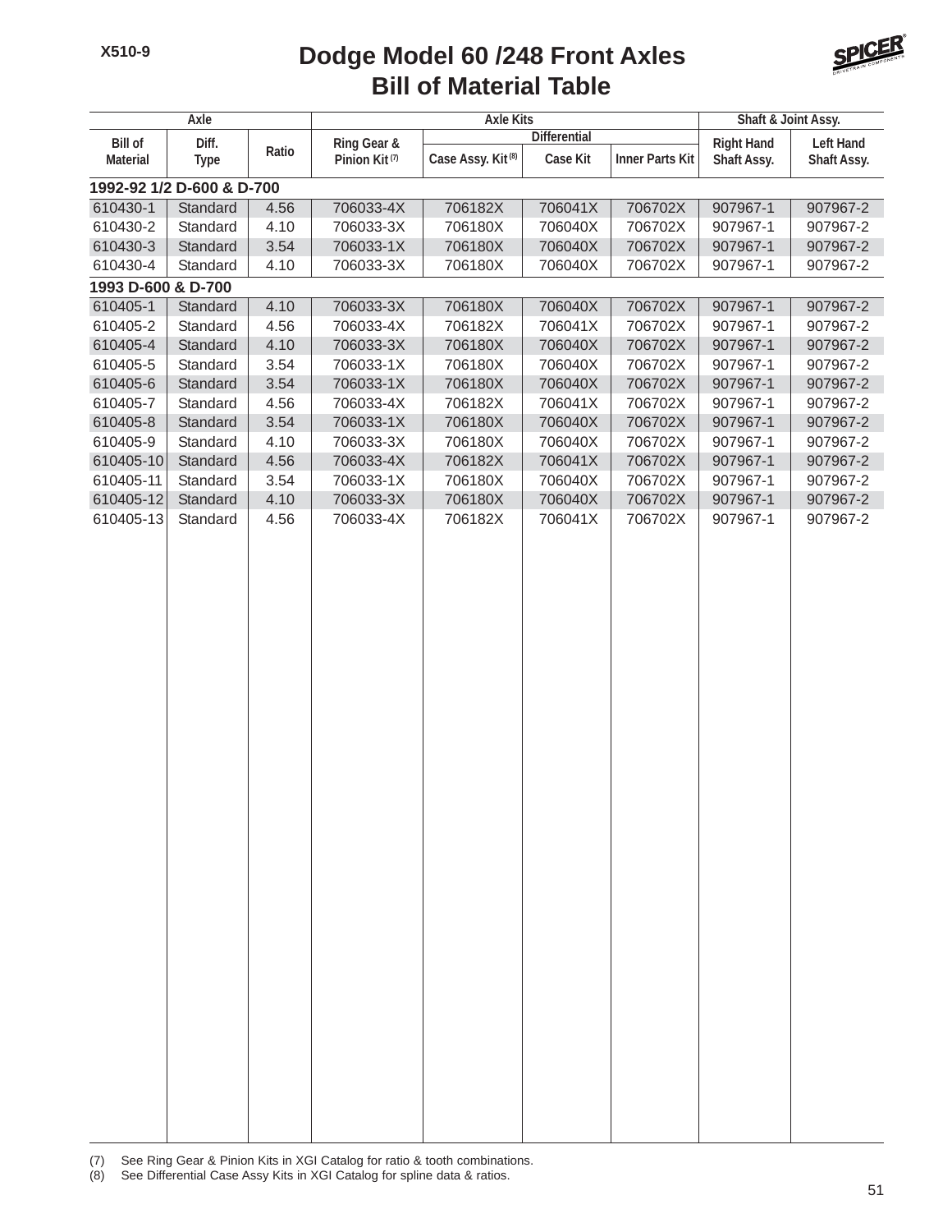# Dodge Model 60 /248 Front Axles
## Bill of Material Table

X510-9

| Axle | | | Axle Kits | | | | Shaft & Joint Assy. | |
|---|---|---|---|---|---|---|---|---|
| | | | | Differential | | | | |
| Bill of Material | Diff. Type | Ratio | Ring Gear & Pinion Kit (7) | Case Assy. Kit (8) | Case Kit | Inner Parts Kit | Right Hand Shaft Assy. | Left Hand Shaft Assy. |
| **1992-92 1/2 D-600 & D-700** | | | | | | | | |
| 610430-1 | Standard | 4.56 | 706033-4X | 706182X | 706041X | 706702X | 907967-1 | 907967-2 |
| 610430-2 | Standard | 4.10 | 706033-3X | 706180X | 706040X | 706702X | 907967-1 | 907967-2 |
| 610430-3 | Standard | 3.54 | 706033-1X | 706180X | 706040X | 706702X | 907967-1 | 907967-2 |
| 610430-4 | Standard | 4.10 | 706033-3X | 706180X | 706040X | 706702X | 907967-1 | 907967-2 |
| **1993 D-600 & D-700** | | | | | | | | |
| 610405-1 | Standard | 4.10 | 706033-3X | 706180X | 706040X | 706702X | 907967-1 | 907967-2 |
| 610405-2 | Standard | 4.56 | 706033-4X | 706182X | 706041X | 706702X | 907967-1 | 907967-2 |
| 610405-4 | Standard | 4.10 | 706033-3X | 706180X | 706040X | 706702X | 907967-1 | 907967-2 |
| 610405-5 | Standard | 3.54 | 706033-1X | 706180X | 706040X | 706702X | 907967-1 | 907967-2 |
| 610405-6 | Standard | 3.54 | 706033-1X | 706180X | 706040X | 706702X | 907967-1 | 907967-2 |
| 610405-7 | Standard | 4.56 | 706033-4X | 706182X | 706041X | 706702X | 907967-1 | 907967-2 |
| 610405-8 | Standard | 3.54 | 706033-1X | 706180X | 706040X | 706702X | 907967-1 | 907967-2 |
| 610405-9 | Standard | 4.10 | 706033-3X | 706180X | 706040X | 706702X | 907967-1 | 907967-2 |
| 610405-10 | Standard | 4.56 | 706033-4X | 706182X | 706041X | 706702X | 907967-1 | 907967-2 |
| 610405-11 | Standard | 3.54 | 706033-1X | 706180X | 706040X | 706702X | 907967-1 | 907967-2 |
| 610405-12 | Standard | 4.10 | 706033-3X | 706180X | 706040X | 706702X | 907967-1 | 907967-2 |
| 610405-13 | Standard | 4.56 | 706033-4X | 706182X | 706041X | 706702X | 907967-1 | 907967-2 |

(7) See Ring Gear & Pinion Kits in XGI Catalog for ratio & tooth combinations.
(8) See Differential Case Assy Kits in XGI Catalog for spline data & ratios.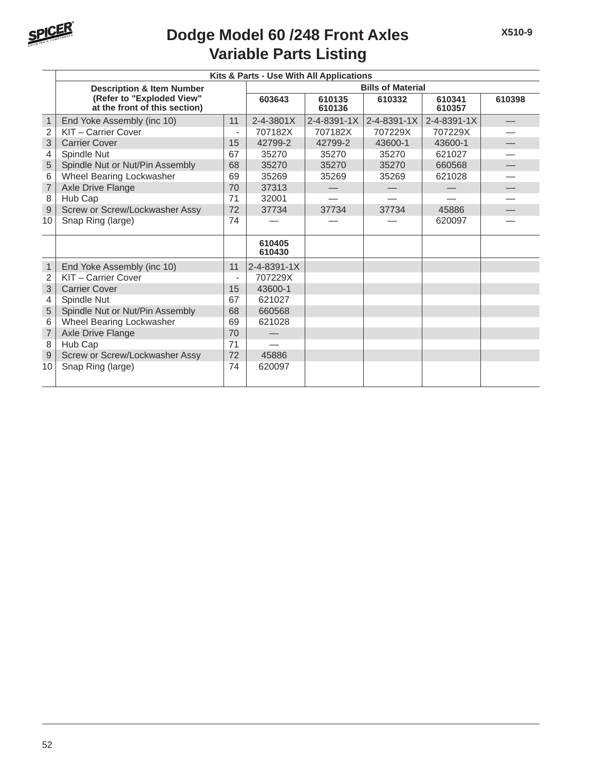# Dodge Model 60 /248 Front Axles
## Variable Parts Listing

| | Kits & Parts - Use With All Applications | | | | | | |
|---|---|---|---|---|---|---|---|
| | Description & Item Number (Refer to "Exploded View" at the front of this section) | | Bills of Material | | | | |
| | | | 603643 | 610135 610136 | 610332 | 610341 610357 | 610398 |
| 1 | End Yoke Assembly (inc 10) | 11 | 2-4-3801X | 2-4-8391-1X | 2-4-8391-1X | 2-4-8391-1X | — |
| 2 | KIT – Carrier Cover | - | 707182X | 707182X | 707229X | 707229X | — |
| 3 | Carrier Cover | 15 | 42799-2 | 42799-2 | 43600-1 | 43600-1 | — |
| 4 | Spindle Nut | 67 | 35270 | 35270 | 35270 | 621027 | — |
| 5 | Spindle Nut or Nut/Pin Assembly | 68 | 35270 | 35270 | 35270 | 660568 | — |
| 6 | Wheel Bearing Lockwasher | 69 | 35269 | 35269 | 35269 | 621028 | — |
| 7 | Axle Drive Flange | 70 | 37313 | — | — | — | — |
| 8 | Hub Cap | 71 | 32001 | — | — | — | — |
| 9 | Screw or Screw/Lockwasher Assy | 72 | 37734 | 37734 | 37734 | 45886 | — |
| 10 | Snap Ring (large) | 74 | — | — | — | 620097 | — |
| | | | 610405 610430 | | | | |
| 1 | End Yoke Assembly (inc 10) | 11 | 2-4-8391-1X | | | | |
| 2 | KIT – Carrier Cover | - | 707229X | | | | |
| 3 | Carrier Cover | 15 | 43600-1 | | | | |
| 4 | Spindle Nut | 67 | 621027 | | | | |
| 5 | Spindle Nut or Nut/Pin Assembly | 68 | 660568 | | | | |
| 6 | Wheel Bearing Lockwasher | 69 | 621028 | | | | |
| 7 | Axle Drive Flange | 70 | — | | | | |
| 8 | Hub Cap | 71 | — | | | | |
| 9 | Screw or Screw/Lockwasher Assy | 72 | 45886 | | | | |
| 10 | Snap Ring (large) | 74 | 620097 | | | | |